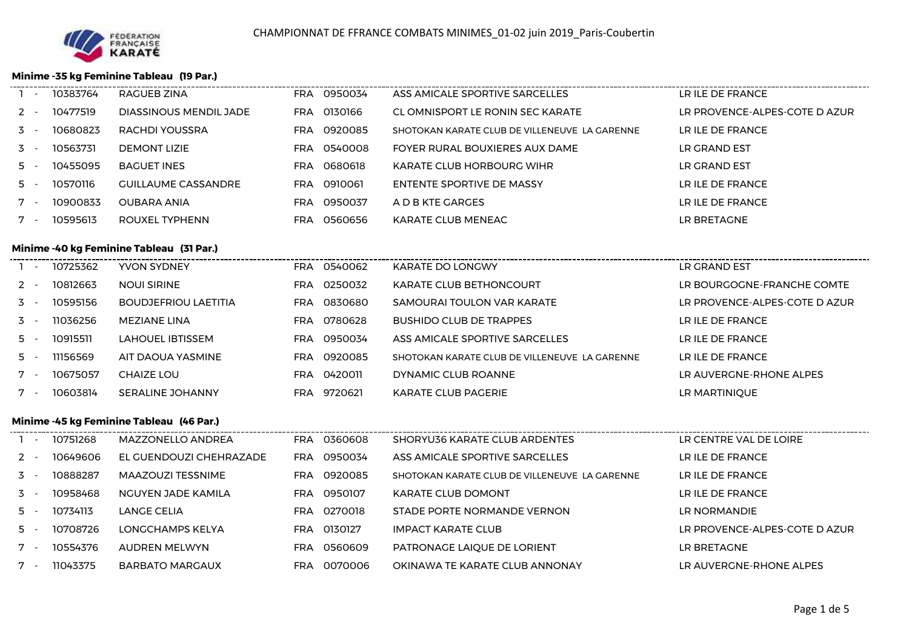# CHAMPIONNAT DE FFRANCE COMBATS MINIMES_01-02 juin 2019_Paris-Coubertin

### Minime -35 kg Feminine Tableau (19 Par.)

| Rang | Licence | Nom | Pays | Club n° | Club | Ligue |
|---|---|---|---|---|---|---|
| 1 - | 10383764 | RAGUEB ZINA | FRA | 0950034 | ASS AMICALE SPORTIVE SARCELLES | LR ILE DE FRANCE |
| 2 - | 10477519 | DIASSINOUS MENDIL JADE | FRA | 0130166 | CL OMNISPORT LE RONIN SEC KARATE | LR PROVENCE-ALPES-COTE D AZUR |
| 3 - | 10680823 | RACHDI YOUSSRA | FRA | 0920085 | SHOTOKAN KARATE CLUB DE VILLENEUVE LA GARENNE | LR ILE DE FRANCE |
| 3 - | 10563731 | DEMONT LIZIE | FRA | 0540008 | FOYER RURAL BOUXIERES AUX DAME | LR GRAND EST |
| 5 - | 10455095 | BAGUET INES | FRA | 0680618 | KARATE CLUB HORBOURG WIHR | LR GRAND EST |
| 5 - | 10570116 | GUILLAUME CASSANDRE | FRA | 0910061 | ENTENTE SPORTIVE DE MASSY | LR ILE DE FRANCE |
| 7 - | 10900833 | OUBARA ANIA | FRA | 0950037 | A D B KTE GARGES | LR ILE DE FRANCE |
| 7 - | 10595613 | ROUXEL TYPHENN | FRA | 0560656 | KARATE CLUB MENEAC | LR BRETAGNE |

### Minime -40 kg Feminine Tableau (31 Par.)

| Rang | Licence | Nom | Pays | Club n° | Club | Ligue |
|---|---|---|---|---|---|---|
| 1 - | 10725362 | YVON SYDNEY | FRA | 0540062 | KARATE DO LONGWY | LR GRAND EST |
| 2 - | 10812663 | NOUI SIRINE | FRA | 0250032 | KARATE CLUB BETHONCOURT | LR BOURGOGNE-FRANCHE COMTE |
| 3 - | 10595156 | BOUDJEFRIOU LAETITIA | FRA | 0830680 | SAMOURAI TOULON VAR KARATE | LR PROVENCE-ALPES-COTE D AZUR |
| 3 - | 11036256 | MEZIANE LINA | FRA | 0780628 | BUSHIDO CLUB DE TRAPPES | LR ILE DE FRANCE |
| 5 - | 10915511 | LAHOUEL IBTISSEM | FRA | 0950034 | ASS AMICALE SPORTIVE SARCELLES | LR ILE DE FRANCE |
| 5 - | 11156569 | AIT DAOUA YASMINE | FRA | 0920085 | SHOTOKAN KARATE CLUB DE VILLENEUVE LA GARENNE | LR ILE DE FRANCE |
| 7 - | 10675057 | CHAIZE LOU | FRA | 0420011 | DYNAMIC CLUB ROANNE | LR AUVERGNE-RHONE ALPES |
| 7 - | 10603814 | SERALINE JOHANNY | FRA | 9720621 | KARATE CLUB PAGERIE | LR MARTINIQUE |

### Minime -45 kg Feminine Tableau (46 Par.)

| Rang | Licence | Nom | Pays | Club n° | Club | Ligue |
|---|---|---|---|---|---|---|
| 1 - | 10751268 | MAZZONELLO ANDREA | FRA | 0360608 | SHORYU36 KARATE CLUB ARDENTES | LR CENTRE VAL DE LOIRE |
| 2 - | 10649606 | EL GUENDOUZI CHEHRAZADE | FRA | 0950034 | ASS AMICALE SPORTIVE SARCELLES | LR ILE DE FRANCE |
| 3 - | 10888287 | MAAZOUZI TESSNIME | FRA | 0920085 | SHOTOKAN KARATE CLUB DE VILLENEUVE LA GARENNE | LR ILE DE FRANCE |
| 3 - | 10958468 | NGUYEN JADE KAMILA | FRA | 0950107 | KARATE CLUB DOMONT | LR ILE DE FRANCE |
| 5 - | 10734113 | LANGE CELIA | FRA | 0270018 | STADE PORTE NORMANDE VERNON | LR NORMANDIE |
| 5 - | 10708726 | LONGCHAMPS KELYA | FRA | 0130127 | IMPACT KARATE CLUB | LR PROVENCE-ALPES-COTE D AZUR |
| 7 - | 10554376 | AUDREN MELWYN | FRA | 0560609 | PATRONAGE LAIQUE DE LORIENT | LR BRETAGNE |
| 7 - | 11043375 | BARBATO MARGAUX | FRA | 0070006 | OKINAWA TE KARATE CLUB ANNONAY | LR AUVERGNE-RHONE ALPES |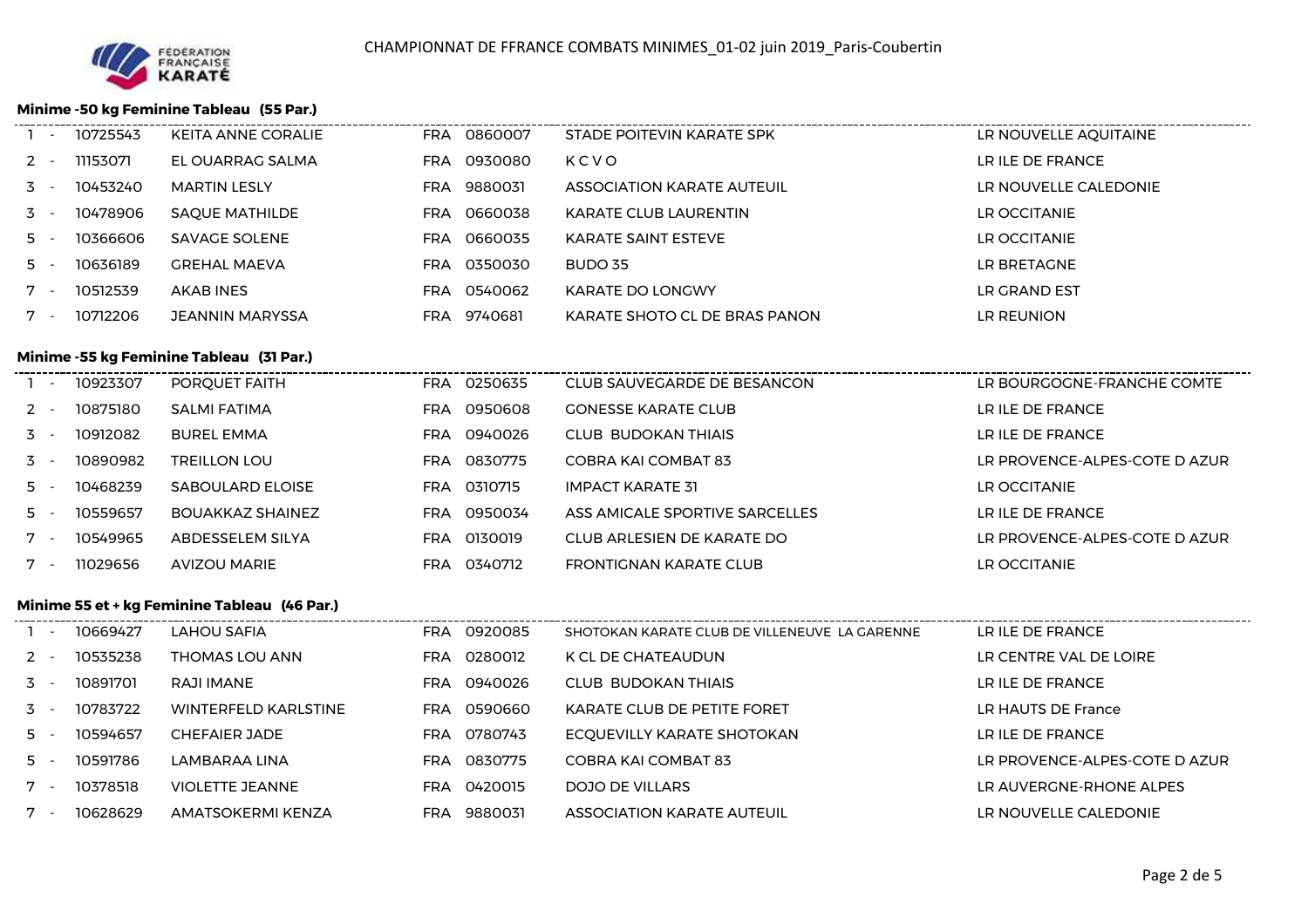CHAMPIONNAT DE FFRANCE COMBATS MINIMES_01-02 juin 2019_Paris-Coubertin

### Minime -50 kg Feminine Tableau (55 Par.)

| | | | | | | |
|---|---|---|---|---|---|---|
| 1 - | 10725543 | KEITA ANNE CORALIE | FRA | 0860007 | STADE POITEVIN KARATE SPK | LR NOUVELLE AQUITAINE |
| 2 - | 11153071 | EL OUARRAG SALMA | FRA | 0930080 | K C V O | LR ILE DE FRANCE |
| 3 - | 10453240 | MARTIN LESLY | FRA | 9880031 | ASSOCIATION KARATE AUTEUIL | LR NOUVELLE CALEDONIE |
| 3 - | 10478906 | SAQUE MATHILDE | FRA | 0660038 | KARATE CLUB LAURENTIN | LR OCCITANIE |
| 5 - | 10366606 | SAVAGE SOLENE | FRA | 0660035 | KARATE SAINT ESTEVE | LR OCCITANIE |
| 5 - | 10636189 | GREHAL MAEVA | FRA | 0350030 | BUDO 35 | LR BRETAGNE |
| 7 - | 10512539 | AKAB INES | FRA | 0540062 | KARATE DO LONGWY | LR GRAND EST |
| 7 - | 10712206 | JEANNIN MARYSSA | FRA | 9740681 | KARATE SHOTO CL DE BRAS PANON | LR REUNION |

### Minime -55 kg Feminine Tableau (31 Par.)

| | | | | | | |
|---|---|---|---|---|---|---|
| 1 - | 10923307 | PORQUET FAITH | FRA | 0250635 | CLUB SAUVEGARDE DE BESANCON | LR BOURGOGNE-FRANCHE COMTE |
| 2 - | 10875180 | SALMI FATIMA | FRA | 0950608 | GONESSE KARATE CLUB | LR ILE DE FRANCE |
| 3 - | 10912082 | BUREL EMMA | FRA | 0940026 | CLUB BUDOKAN THIAIS | LR ILE DE FRANCE |
| 3 - | 10890982 | TREILLON LOU | FRA | 0830775 | COBRA KAI COMBAT 83 | LR PROVENCE-ALPES-COTE D AZUR |
| 5 - | 10468239 | SABOULARD ELOISE | FRA | 0310715 | IMPACT KARATE 31 | LR OCCITANIE |
| 5 - | 10559657 | BOUAKKAZ SHAINEZ | FRA | 0950034 | ASS AMICALE SPORTIVE SARCELLES | LR ILE DE FRANCE |
| 7 - | 10549965 | ABDESSELEM SILYA | FRA | 0130019 | CLUB ARLESIEN DE KARATE DO | LR PROVENCE-ALPES-COTE D AZUR |
| 7 - | 11029656 | AVIZOU MARIE | FRA | 0340712 | FRONTIGNAN KARATE CLUB | LR OCCITANIE |

### Minime 55 et + kg Feminine Tableau (46 Par.)

| | | | | | | |
|---|---|---|---|---|---|---|
| 1 - | 10669427 | LAHOU SAFIA | FRA | 0920085 | SHOTOKAN KARATE CLUB DE VILLENEUVE LA GARENNE | LR ILE DE FRANCE |
| 2 - | 10535238 | THOMAS LOU ANN | FRA | 0280012 | K CL DE CHATEAUDUN | LR CENTRE VAL DE LOIRE |
| 3 - | 10891701 | RAJI IMANE | FRA | 0940026 | CLUB BUDOKAN THIAIS | LR ILE DE FRANCE |
| 3 - | 10783722 | WINTERFELD KARLSTINE | FRA | 0590660 | KARATE CLUB DE PETITE FORET | LR HAUTS DE France |
| 5 - | 10594657 | CHEFAIER JADE | FRA | 0780743 | ECQUEVILLY KARATE SHOTOKAN | LR ILE DE FRANCE |
| 5 - | 10591786 | LAMBARAA LINA | FRA | 0830775 | COBRA KAI COMBAT 83 | LR PROVENCE-ALPES-COTE D AZUR |
| 7 - | 10378518 | VIOLETTE JEANNE | FRA | 0420015 | DOJO DE VILLARS | LR AUVERGNE-RHONE ALPES |
| 7 - | 10628629 | AMATSOKERMI KENZA | FRA | 9880031 | ASSOCIATION KARATE AUTEUIL | LR NOUVELLE CALEDONIE |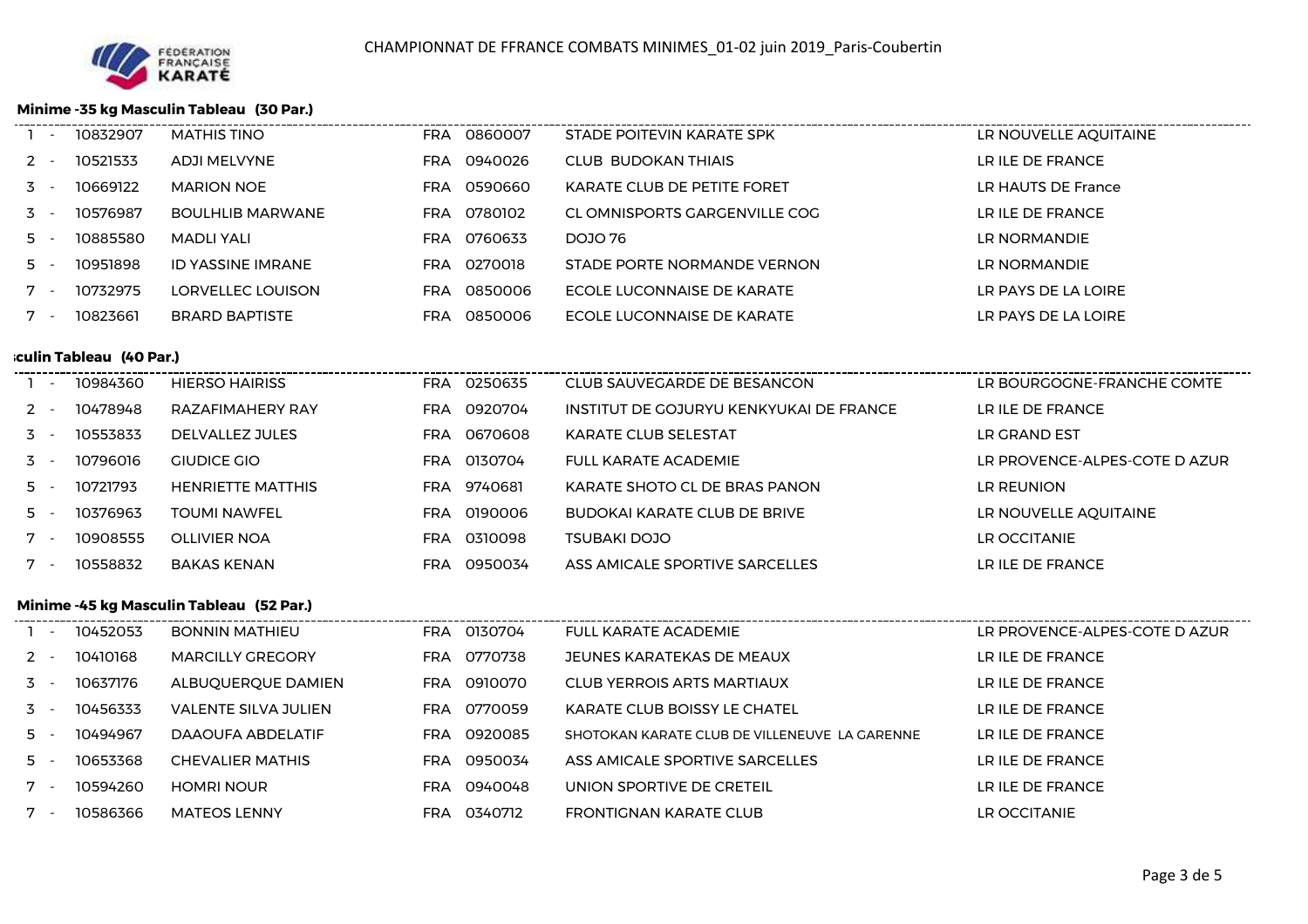# CHAMPIONNAT DE FFRANCE COMBATS MINIMES_01-02 juin 2019_Paris-Coubertin

### Minime -35 kg Masculin Tableau (30 Par.)

| | | | | | | |
|---|---|---|---|---|---|---|
| 1 - | 10832907 | MATHIS TINO | FRA | 0860007 | STADE POITEVIN KARATE SPK | LR NOUVELLE AQUITAINE |
| 2 - | 10521533 | ADJI MELVYNE | FRA | 0940026 | CLUB BUDOKAN THIAIS | LR ILE DE FRANCE |
| 3 - | 10669122 | MARION NOE | FRA | 0590660 | KARATE CLUB DE PETITE FORET | LR HAUTS DE France |
| 3 - | 10576987 | BOULHLIB MARWANE | FRA | 0780102 | CL OMNISPORTS GARGENVILLE COG | LR ILE DE FRANCE |
| 5 - | 10885580 | MADLI YALI | FRA | 0760633 | DOJO 76 | LR NORMANDIE |
| 5 - | 10951898 | ID YASSINE IMRANE | FRA | 0270018 | STADE PORTE NORMANDE VERNON | LR NORMANDIE |
| 7 - | 10732975 | LORVELLEC LOUISON | FRA | 0850006 | ECOLE LUCONNAISE DE KARATE | LR PAYS DE LA LOIRE |
| 7 - | 10823661 | BRARD BAPTISTE | FRA | 0850006 | ECOLE LUCONNAISE DE KARATE | LR PAYS DE LA LOIRE |

### culin Tableau (40 Par.)

| | | | | | | |
|---|---|---|---|---|---|---|
| 1 - | 10984360 | HIERSO HAIRISS | FRA | 0250635 | CLUB SAUVEGARDE DE BESANCON | LR BOURGOGNE-FRANCHE COMTE |
| 2 - | 10478948 | RAZAFIMAHERY RAY | FRA | 0920704 | INSTITUT DE GOJURYU KENKYUKAI DE FRANCE | LR ILE DE FRANCE |
| 3 - | 10553833 | DELVALLEZ JULES | FRA | 0670608 | KARATE CLUB SELESTAT | LR GRAND EST |
| 3 - | 10796016 | GIUDICE GIO | FRA | 0130704 | FULL KARATE ACADEMIE | LR PROVENCE-ALPES-COTE D AZUR |
| 5 - | 10721793 | HENRIETTE MATTHIS | FRA | 9740681 | KARATE SHOTO CL DE BRAS PANON | LR REUNION |
| 5 - | 10376963 | TOUMI NAWFEL | FRA | 0190006 | BUDOKAI KARATE CLUB DE BRIVE | LR NOUVELLE AQUITAINE |
| 7 - | 10908555 | OLLIVIER NOA | FRA | 0310098 | TSUBAKI DOJO | LR OCCITANIE |
| 7 - | 10558832 | BAKAS KENAN | FRA | 0950034 | ASS AMICALE SPORTIVE SARCELLES | LR ILE DE FRANCE |

### Minime -45 kg Masculin Tableau (52 Par.)

| | | | | | | |
|---|---|---|---|---|---|---|
| 1 - | 10452053 | BONNIN MATHIEU | FRA | 0130704 | FULL KARATE ACADEMIE | LR PROVENCE-ALPES-COTE D AZUR |
| 2 - | 10410168 | MARCILLY GREGORY | FRA | 0770738 | JEUNES KARATEKAS DE MEAUX | LR ILE DE FRANCE |
| 3 - | 10637176 | ALBUQUERQUE DAMIEN | FRA | 0910070 | CLUB YERROIS ARTS MARTIAUX | LR ILE DE FRANCE |
| 3 - | 10456333 | VALENTE SILVA JULIEN | FRA | 0770059 | KARATE CLUB BOISSY LE CHATEL | LR ILE DE FRANCE |
| 5 - | 10494967 | DAAOUFA ABDELATIF | FRA | 0920085 | SHOTOKAN KARATE CLUB DE VILLENEUVE LA GARENNE | LR ILE DE FRANCE |
| 5 - | 10653368 | CHEVALIER MATHIS | FRA | 0950034 | ASS AMICALE SPORTIVE SARCELLES | LR ILE DE FRANCE |
| 7 - | 10594260 | HOMRI NOUR | FRA | 0940048 | UNION SPORTIVE DE CRETEIL | LR ILE DE FRANCE |
| 7 - | 10586366 | MATEOS LENNY | FRA | 0340712 | FRONTIGNAN KARATE CLUB | LR OCCITANIE |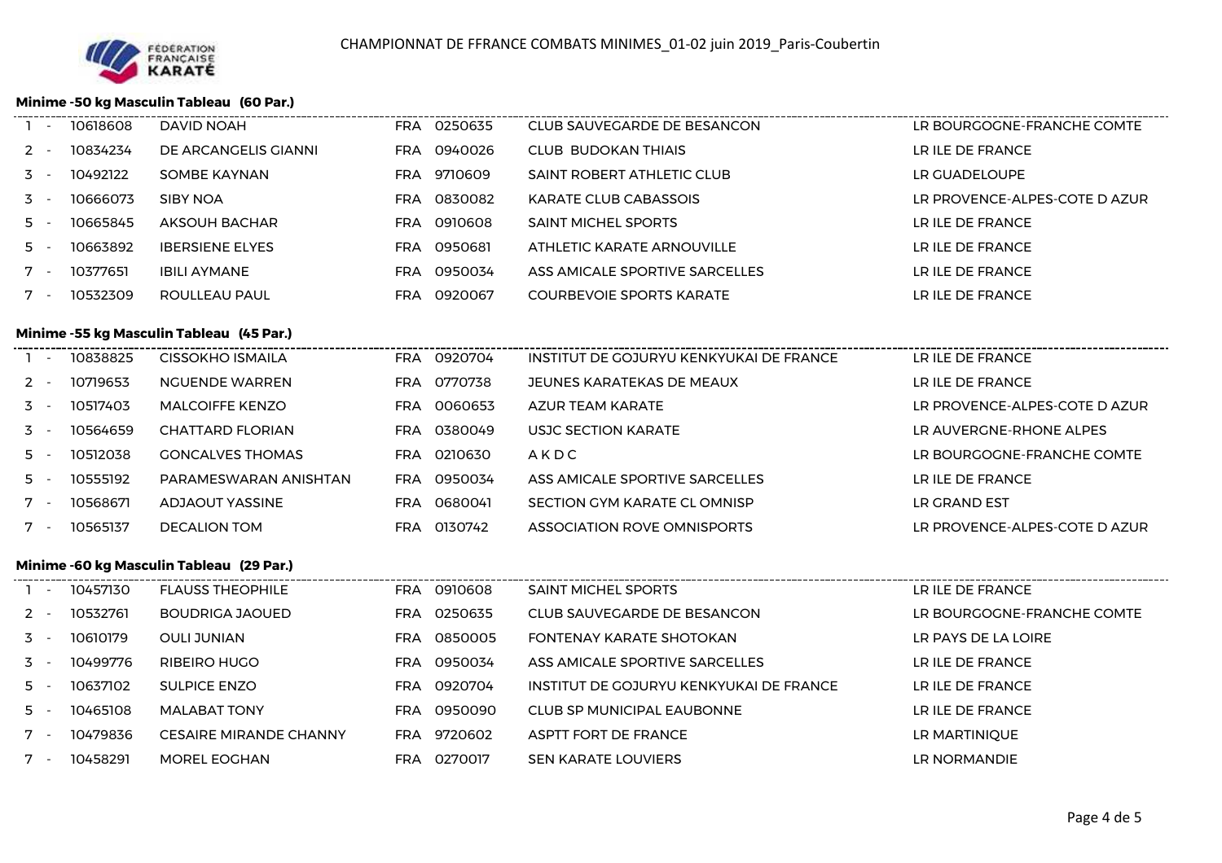CHAMPIONNAT DE FFRANCE COMBATS MINIMES_01-02 juin 2019_Paris-Coubertin

### Minime -50 kg Masculin Tableau (60 Par.)

| Rang | Licence | Nom | Pays | Club N° | Club | Ligue |
|---|---|---|---|---|---|---|
| 1 - | 10618608 | DAVID NOAH | FRA | 0250635 | CLUB SAUVEGARDE DE BESANCON | LR BOURGOGNE-FRANCHE COMTE |
| 2 - | 10834234 | DE ARCANGELIS GIANNI | FRA | 0940026 | CLUB BUDOKAN THIAIS | LR ILE DE FRANCE |
| 3 - | 10492122 | SOMBE KAYNAN | FRA | 9710609 | SAINT ROBERT ATHLETIC CLUB | LR GUADELOUPE |
| 3 - | 10666073 | SIBY NOA | FRA | 0830082 | KARATE CLUB CABASSOIS | LR PROVENCE-ALPES-COTE D AZUR |
| 5 - | 10665845 | AKSOUH BACHAR | FRA | 0910608 | SAINT MICHEL SPORTS | LR ILE DE FRANCE |
| 5 - | 10663892 | IBERSIENE ELYES | FRA | 0950681 | ATHLETIC KARATE ARNOUVILLE | LR ILE DE FRANCE |
| 7 - | 10377651 | IBILI AYMANE | FRA | 0950034 | ASS AMICALE SPORTIVE SARCELLES | LR ILE DE FRANCE |
| 7 - | 10532309 | ROULLEAU PAUL | FRA | 0920067 | COURBEVOIE SPORTS KARATE | LR ILE DE FRANCE |

### Minime -55 kg Masculin Tableau (45 Par.)

| Rang | Licence | Nom | Pays | Club N° | Club | Ligue |
|---|---|---|---|---|---|---|
| 1 - | 10838825 | CISSOKHO ISMAILA | FRA | 0920704 | INSTITUT DE GOJURYU KENKYUKAI DE FRANCE | LR ILE DE FRANCE |
| 2 - | 10719653 | NGUENDE WARREN | FRA | 0770738 | JEUNES KARATEKAS DE MEAUX | LR ILE DE FRANCE |
| 3 - | 10517403 | MALCOIFFE KENZO | FRA | 0060653 | AZUR TEAM KARATE | LR PROVENCE-ALPES-COTE D AZUR |
| 3 - | 10564659 | CHATTARD FLORIAN | FRA | 0380049 | USJC SECTION KARATE | LR AUVERGNE-RHONE ALPES |
| 5 - | 10512038 | GONCALVES THOMAS | FRA | 0210630 | A K D C | LR BOURGOGNE-FRANCHE COMTE |
| 5 - | 10555192 | PARAMESWARAN ANISHTAN | FRA | 0950034 | ASS AMICALE SPORTIVE SARCELLES | LR ILE DE FRANCE |
| 7 - | 10568671 | ADJAOUT YASSINE | FRA | 0680041 | SECTION GYM KARATE CL OMNISP | LR GRAND EST |
| 7 - | 10565137 | DECALION TOM | FRA | 0130742 | ASSOCIATION ROVE OMNISPORTS | LR PROVENCE-ALPES-COTE D AZUR |

### Minime -60 kg Masculin Tableau (29 Par.)

| Rang | Licence | Nom | Pays | Club N° | Club | Ligue |
|---|---|---|---|---|---|---|
| 1 - | 10457130 | FLAUSS THEOPHILE | FRA | 0910608 | SAINT MICHEL SPORTS | LR ILE DE FRANCE |
| 2 - | 10532761 | BOUDRIGA JAOUED | FRA | 0250635 | CLUB SAUVEGARDE DE BESANCON | LR BOURGOGNE-FRANCHE COMTE |
| 3 - | 10610179 | OULI JUNIAN | FRA | 0850005 | FONTENAY KARATE SHOTOKAN | LR PAYS DE LA LOIRE |
| 3 - | 10499776 | RIBEIRO HUGO | FRA | 0950034 | ASS AMICALE SPORTIVE SARCELLES | LR ILE DE FRANCE |
| 5 - | 10637102 | SULPICE ENZO | FRA | 0920704 | INSTITUT DE GOJURYU KENKYUKAI DE FRANCE | LR ILE DE FRANCE |
| 5 - | 10465108 | MALABAT TONY | FRA | 0950090 | CLUB SP MUNICIPAL EAUBONNE | LR ILE DE FRANCE |
| 7 - | 10479836 | CESAIRE MIRANDE CHANNY | FRA | 9720602 | ASPTT FORT DE FRANCE | LR MARTINIQUE |
| 7 - | 10458291 | MOREL EOGHAN | FRA | 0270017 | SEN KARATE LOUVIERS | LR NORMANDIE |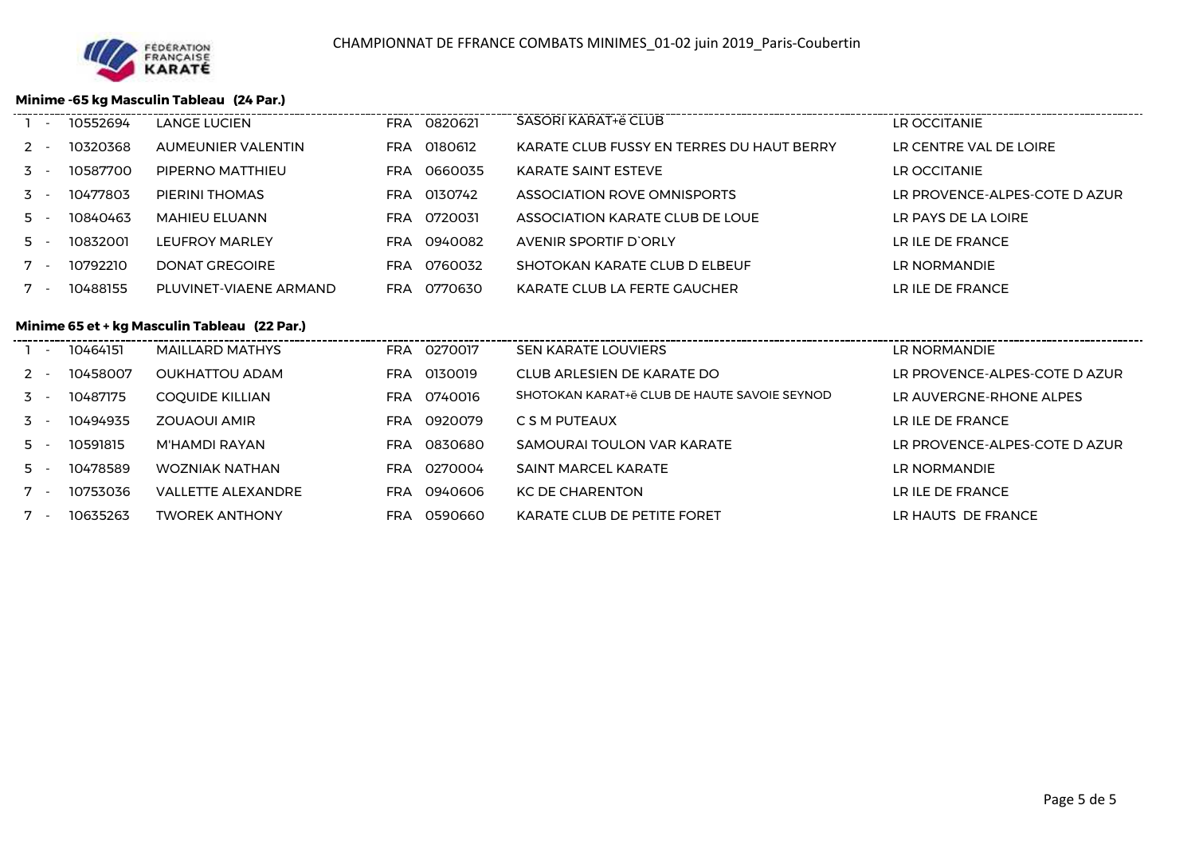CHAMPIONNAT DE FFRANCE COMBATS MINIMES_01-02 juin 2019_Paris-Coubertin

**Minime -65 kg Masculin Tableau (24 Par.)**

| | | | | | | |
|---|---|---|---|---|---|---|
| 1 - | 10552694 | LANGE LUCIEN | FRA | 0820621 | SASORI KARAT+ë CLUB | LR OCCITANIE |
| 2 - | 10320368 | AUMEUNIER VALENTIN | FRA | 0180612 | KARATE CLUB FUSSY EN TERRES DU HAUT BERRY | LR CENTRE VAL DE LOIRE |
| 3 - | 10587700 | PIPERNO MATTHIEU | FRA | 0660035 | KARATE SAINT ESTEVE | LR OCCITANIE |
| 3 - | 10477803 | PIERINI THOMAS | FRA | 0130742 | ASSOCIATION ROVE OMNISPORTS | LR PROVENCE-ALPES-COTE D AZUR |
| 5 - | 10840463 | MAHIEU ELUANN | FRA | 0720031 | ASSOCIATION KARATE CLUB DE LOUE | LR PAYS DE LA LOIRE |
| 5 - | 10832001 | LEUFROY MARLEY | FRA | 0940082 | AVENIR SPORTIF D`ORLY | LR ILE DE FRANCE |
| 7 - | 10792210 | DONAT GREGOIRE | FRA | 0760032 | SHOTOKAN KARATE CLUB D ELBEUF | LR NORMANDIE |
| 7 - | 10488155 | PLUVINET-VIAENE ARMAND | FRA | 0770630 | KARATE CLUB LA FERTE GAUCHER | LR ILE DE FRANCE |

**Minime 65 et + kg Masculin Tableau (22 Par.)**

| | | | | | | |
|---|---|---|---|---|---|---|
| 1 - | 10464151 | MAILLARD MATHYS | FRA | 0270017 | SEN KARATE LOUVIERS | LR NORMANDIE |
| 2 - | 10458007 | OUKHATTOU ADAM | FRA | 0130019 | CLUB ARLESIEN DE KARATE DO | LR PROVENCE-ALPES-COTE D AZUR |
| 3 - | 10487175 | COQUIDE KILLIAN | FRA | 0740016 | SHOTOKAN KARAT+ë CLUB DE HAUTE SAVOIE SEYNOD | LR AUVERGNE-RHONE ALPES |
| 3 - | 10494935 | ZOUAOUI AMIR | FRA | 0920079 | C S M PUTEAUX | LR ILE DE FRANCE |
| 5 - | 10591815 | M'HAMDI RAYAN | FRA | 0830680 | SAMOURAI TOULON VAR KARATE | LR PROVENCE-ALPES-COTE D AZUR |
| 5 - | 10478589 | WOZNIAK NATHAN | FRA | 0270004 | SAINT MARCEL KARATE | LR NORMANDIE |
| 7 - | 10753036 | VALLETTE ALEXANDRE | FRA | 0940606 | KC DE CHARENTON | LR ILE DE FRANCE |
| 7 - | 10635263 | TWOREK ANTHONY | FRA | 0590660 | KARATE CLUB DE PETITE FORET | LR HAUTS DE FRANCE |